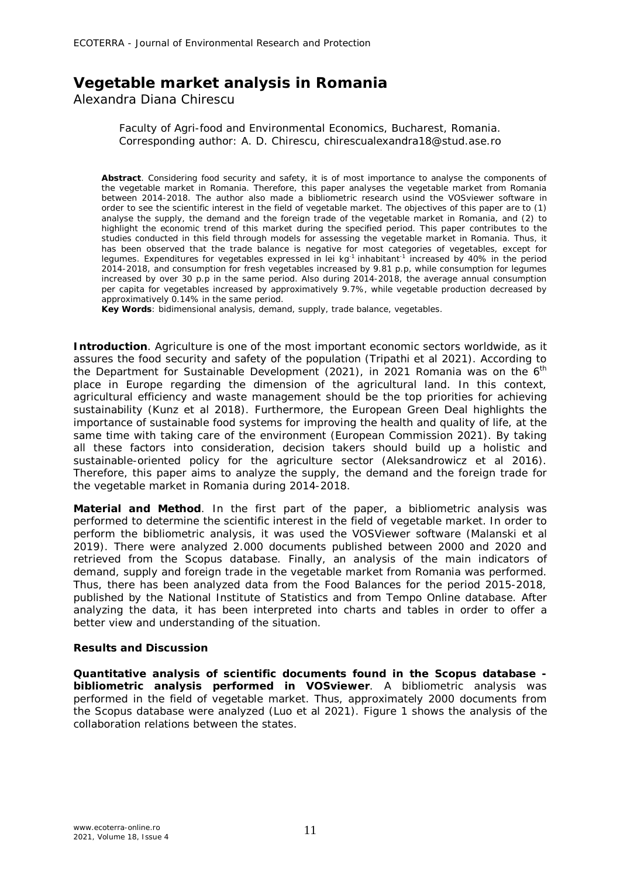# Vegetable market analysis in Romania

Alexandra Diana Chirescu

Faculty of Agri-food and Environmental Economics, Bucharest, Romania. Corresponding author: A. D. Chirescu, chirescualexandra18@stud.ase.ro

**Abstract**. Considering food security and safety, it is of most importance to analyse the components of the vegetable market in Romania. Therefore, this paper analyses the vegetable market from Romania between 2014-2018. The author also made a bibliometric research usind the VOSviewer software in order to see the scientific interest in the field of vegetable market. The objectives of this paper are to (1) analyse the supply, the demand and the foreign trade of the vegetable market in Romania, and (2) to highlight the economic trend of this market during the specified period. This paper contributes to the studies conducted in this field through models for assessing the vegetable market in Romania. Thus, it has been observed that the trade balance is negative for most categories of vegetables, except for legumes. Expenditures for vegetables expressed in lei $kg^{-1}$ $inhabitant^{-1}$ increased by 40% in the period 2014-2018, and consumption for fresh vegetables increased by 9.81 p.p, while consumption for legumes increased by over 30 p.p in the same period. Also during 2014-2018, the average annual consumption per capita for vegetables increased by approximatively 9.7%, while vegetable production decreased by approximatively 0.14% in the same period.

**Key Words**: bidimensional analysis, demand, supply, trade balance, vegetables.

**Introduction**. Agriculture is one of the most important economic sectors worldwide, as it assures the food security and safety of the population (Tripathi et al 2021). According to the Department for Sustainable Development (2021), in 2021 Romania was on the $6^{th}$ place in Europe regarding the dimension of the agricultural land. In this context, agricultural efficiency and waste management should be the top priorities for achieving sustainability (Kunz et al 2018). Furthermore, the European Green Deal highlights the importance of sustainable food systems for improving the health and quality of life, at the same time with taking care of the environment (European Commission 2021). By taking all these factors into consideration, decision takers should build up a holistic and sustainable-oriented policy for the agriculture sector (Aleksandrowicz et al 2016). Therefore, this paper aims to analyze the supply, the demand and the foreign trade for the vegetable market in Romania during 2014-2018.

**Material and Method**. In the first part of the paper, a bibliometric analysis was performed to determine the scientific interest in the field of vegetable market. In order to perform the bibliometric analysis, it was used the VOSViewer software (Malanski et al 2019). There were analyzed 2.000 documents published between 2000 and 2020 and retrieved from the Scopus database. Finally, an analysis of the main indicators of demand, supply and foreign trade in the vegetable market from Romania was performed. Thus, there has been analyzed data from the Food Balances for the period 2015-2018, published by the National Institute of Statistics and from Tempo Online database. After analyzing the data, it has been interpreted into charts and tables in order to offer a better view and understanding of the situation.

**Results and Discussion**

**Quantitative analysis of scientific documents found in the Scopus database - bibliometric analysis performed in VOSviewer**. A bibliometric analysis was performed in the field of vegetable market. Thus, approximately 2000 documents from the Scopus database were analyzed (Luo et al 2021). Figure 1 shows the analysis of the collaboration relations between the states.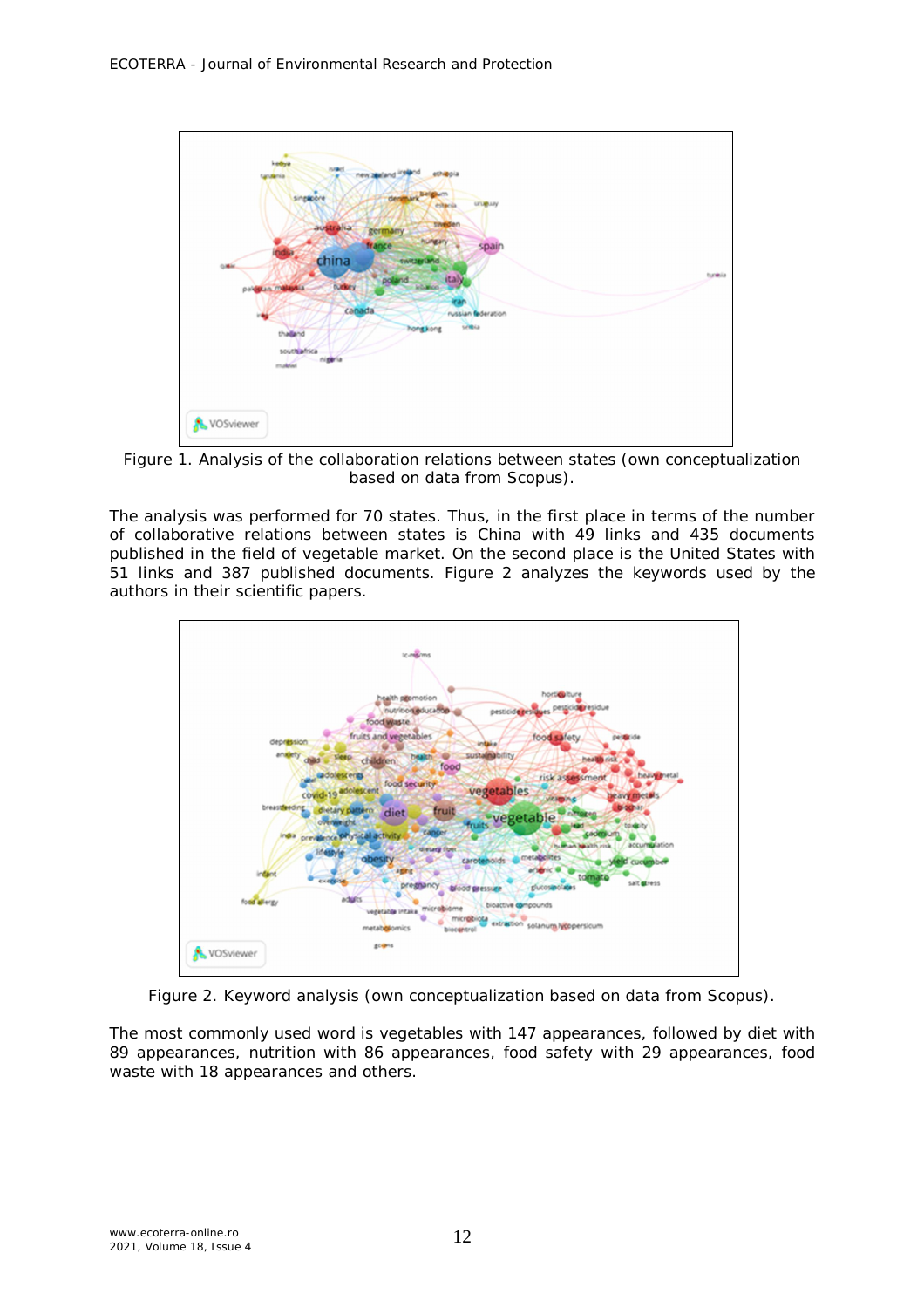Figure 1. Analysis of the collaboration relations between states (own conceptualization based on data from Scopus).

The analysis was performed for 70 states. Thus, in the first place in terms of the number of collaborative relations between states is China with 49 links and 435 documents published in the field of vegetable market. On the second place is the United States with 51 links and 387 published documents. Figure 2 analyzes the keywords used by the authors in their scientific papers.

Figure 2. Keyword analysis (own conceptualization based on data from Scopus).

The most commonly used word is vegetables with 147 appearances, followed by diet with 89 appearances, nutrition with 86 appearances, food safety with 29 appearances, food waste with 18 appearances and others.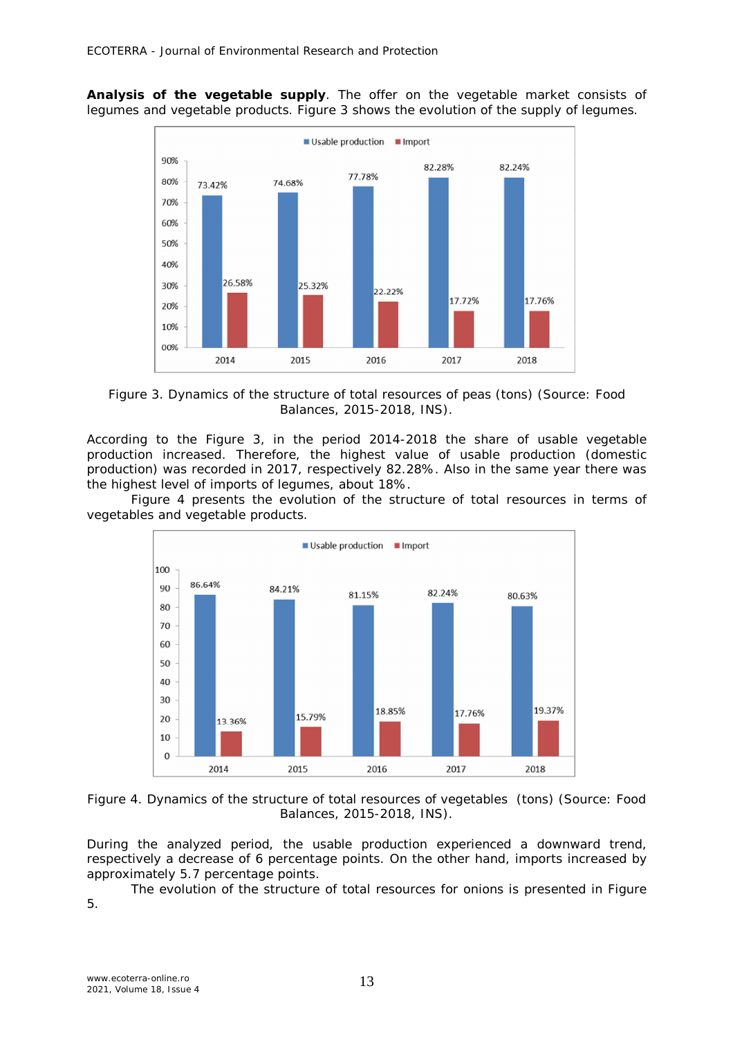**Analysis of the vegetable supply**. The offer on the vegetable market consists of legumes and vegetable products. Figure 3 shows the evolution of the supply of legumes.

Figure 3. Dynamics of the structure of total resources of peas (tons) (Source: Food Balances, 2015-2018, INS).

According to the Figure 3, in the period 2014-2018 the share of usable vegetable production increased. Therefore, the highest value of usable production (domestic production) was recorded in 2017, respectively 82.28%. Also in the same year there was the highest level of imports of legumes, about 18%.

Figure 4 presents the evolution of the structure of total resources in terms of vegetables and vegetable products.

Figure 4. Dynamics of the structure of total resources of vegetables (tons) (Source: Food Balances, 2015-2018, INS).

During the analyzed period, the usable production experienced a downward trend, respectively a decrease of 6 percentage points. On the other hand, imports increased by approximately 5.7 percentage points.

The evolution of the structure of total resources for onions is presented in Figure 5.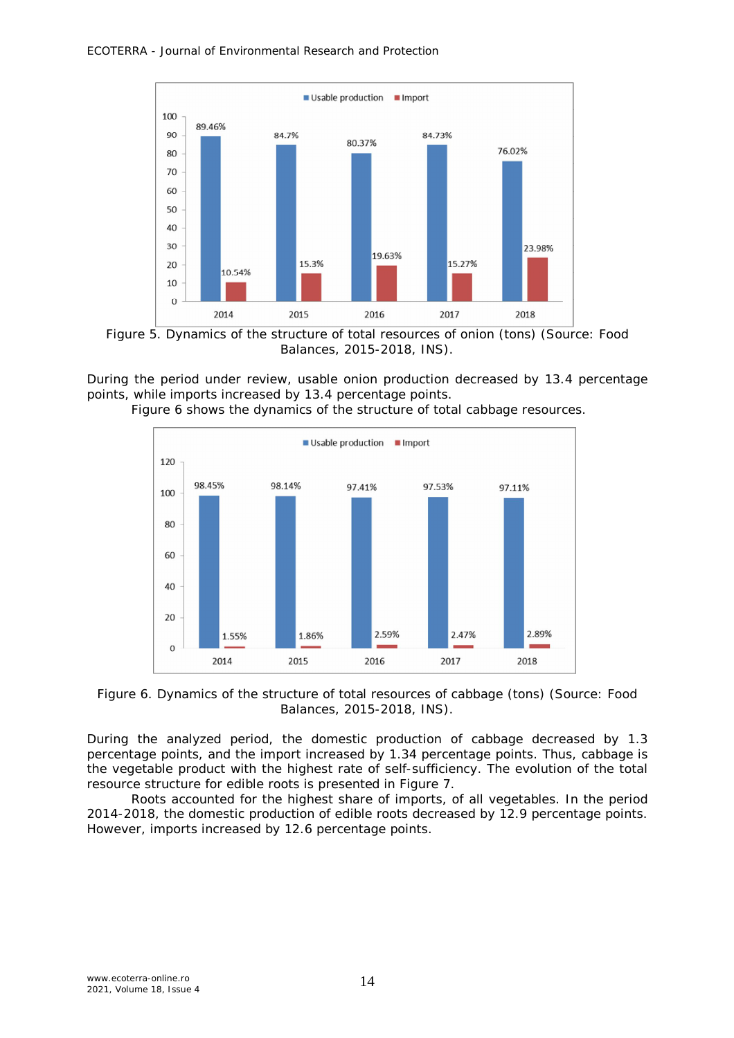Figure 5. Dynamics of the structure of total resources of onion (tons) (Source: Food Balances, 2015-2018, INS).

During the period under review, usable onion production decreased by 13.4 percentage points, while imports increased by 13.4 percentage points.

Figure 6 shows the dynamics of the structure of total cabbage resources.

Figure 6. Dynamics of the structure of total resources of cabbage (tons) (Source: Food Balances, 2015-2018, INS).

During the analyzed period, the domestic production of cabbage decreased by 1.3 percentage points, and the import increased by 1.34 percentage points. Thus, cabbage is the vegetable product with the highest rate of self-sufficiency. The evolution of the total resource structure for edible roots is presented in Figure 7.

Roots accounted for the highest share of imports, of all vegetables. In the period 2014-2018, the domestic production of edible roots decreased by 12.9 percentage points. However, imports increased by 12.6 percentage points.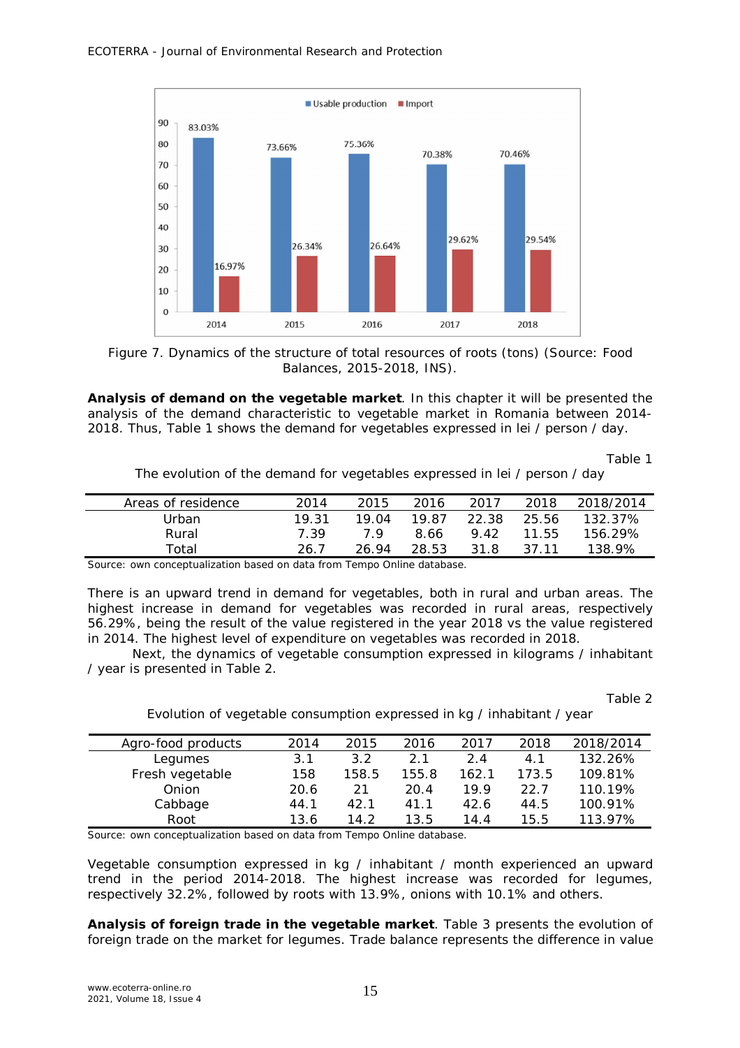Figure 7. Dynamics of the structure of total resources of roots (tons) (Source: Food Balances, 2015-2018, INS).

**Analysis of demand on the vegetable market**. In this chapter it will be presented the analysis of the demand characteristic to vegetable market in Romania between 2014-2018. Thus, Table 1 shows the demand for vegetables expressed in lei / person / day.

Table 1

The evolution of the demand for vegetables expressed in lei / person / day

| Areas of residence | 2014 | 2015 | 2016 | 2017 | 2018 | 2018/2014 |
|---|---|---|---|---|---|---|
| Urban | 19.31 | 19.04 | 19.87 | 22.38 | 25.56 | 132.37% |
| Rural | 7.39 | 7.9 | 8.66 | 9.42 | 11.55 | 156.29% |
| Total | 26.7 | 26.94 | 28.53 | 31.8 | 37.11 | 138.9% |

Source: own conceptualization based on data from Tempo Online database.

There is an upward trend in demand for vegetables, both in rural and urban areas. The highest increase in demand for vegetables was recorded in rural areas, respectively 56.29%, being the result of the value registered in the year 2018 vs the value registered in 2014. The highest level of expenditure on vegetables was recorded in 2018.

Next, the dynamics of vegetable consumption expressed in kilograms / inhabitant / year is presented in Table 2.

Table 2

Evolution of vegetable consumption expressed in kg / inhabitant / year

| Agro-food products | 2014 | 2015 | 2016 | 2017 | 2018 | 2018/2014 |
|---|---|---|---|---|---|---|
| Legumes | 3.1 | 3.2 | 2.1 | 2.4 | 4.1 | 132.26% |
| Fresh vegetable | 158 | 158.5 | 155.8 | 162.1 | 173.5 | 109.81% |
| Onion | 20.6 | 21 | 20.4 | 19.9 | 22.7 | 110.19% |
| Cabbage | 44.1 | 42.1 | 41.1 | 42.6 | 44.5 | 100.91% |
| Root | 13.6 | 14.2 | 13.5 | 14.4 | 15.5 | 113.97% |

Source: own conceptualization based on data from Tempo Online database.

Vegetable consumption expressed in kg / inhabitant / month experienced an upward trend in the period 2014-2018. The highest increase was recorded for legumes, respectively 32.2%, followed by roots with 13.9%, onions with 10.1% and others.

**Analysis of foreign trade in the vegetable market**. Table 3 presents the evolution of foreign trade on the market for legumes. Trade balance represents the difference in value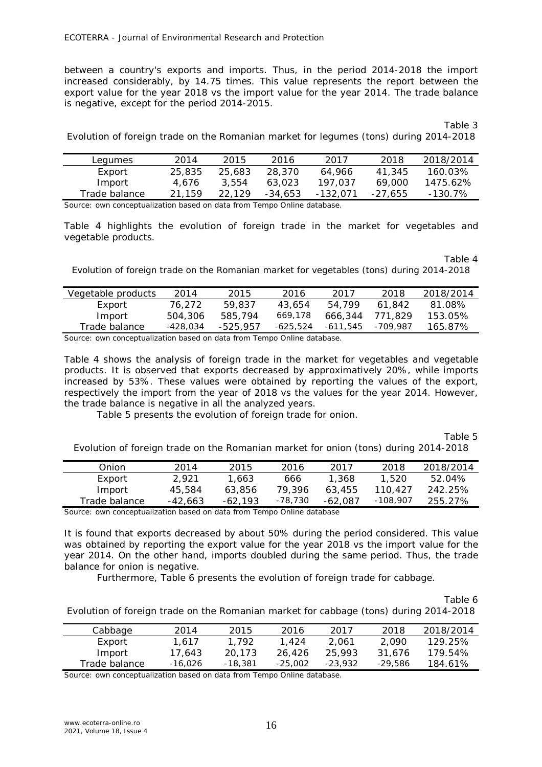between a country's exports and imports. Thus, in the period 2014-2018 the import increased considerably, by 14.75 times. This value represents the report between the export value for the year 2018 vs the import value for the year 2014. The trade balance is negative, except for the period 2014-2015.

Table 3

Evolution of foreign trade on the Romanian market for legumes (tons) during 2014-2018

| Legumes | 2014 | 2015 | 2016 | 2017 | 2018 | 2018/2014 |
|---|---|---|---|---|---|---|
| Export | 25,835 | 25,683 | 28,370 | 64,966 | 41,345 | 160.03% |
| Import | 4,676 | 3,554 | 63,023 | 197,037 | 69,000 | 1475.62% |
| Trade balance | 21,159 | 22,129 | -34,653 | -132,071 | -27,655 | -130.7% |

Source: own conceptualization based on data from Tempo Online database.

Table 4 highlights the evolution of foreign trade in the market for vegetables and vegetable products.

Table 4

Evolution of foreign trade on the Romanian market for vegetables (tons) during 2014-2018

| Vegetable products | 2014 | 2015 | 2016 | 2017 | 2018 | 2018/2014 |
|---|---|---|---|---|---|---|
| Export | 76,272 | 59,837 | 43,654 | 54,799 | 61,842 | 81.08% |
| Import | 504,306 | 585,794 | 669,178 | 666,344 | 771,829 | 153.05% |
| Trade balance | -428,034 | -525,957 | -625,524 | -611,545 | -709,987 | 165.87% |

Source: own conceptualization based on data from Tempo Online database.

Table 4 shows the analysis of foreign trade in the market for vegetables and vegetable products. It is observed that exports decreased by approximatively 20%, while imports increased by 53%. These values were obtained by reporting the values of the export, respectively the import from the year of 2018 vs the values for the year 2014. However, the trade balance is negative in all the analyzed years.

Table 5 presents the evolution of foreign trade for onion.

Table 5

Evolution of foreign trade on the Romanian market for onion (tons) during 2014-2018

| Onion | 2014 | 2015 | 2016 | 2017 | 2018 | 2018/2014 |
|---|---|---|---|---|---|---|
| Export | 2,921 | 1,663 | 666 | 1,368 | 1,520 | 52.04% |
| Import | 45,584 | 63,856 | 79,396 | 63,455 | 110,427 | 242.25% |
| Trade balance | -42,663 | -62,193 | -78,730 | -62,087 | -108,907 | 255.27% |

Source: own conceptualization based on data from Tempo Online database

It is found that exports decreased by about 50% during the period considered. This value was obtained by reporting the export value for the year 2018 vs the import value for the year 2014. On the other hand, imports doubled during the same period. Thus, the trade balance for onion is negative.

Furthermore, Table 6 presents the evolution of foreign trade for cabbage.

Table 6

Evolution of foreign trade on the Romanian market for cabbage (tons) during 2014-2018

| Cabbage | 2014 | 2015 | 2016 | 2017 | 2018 | 2018/2014 |
|---|---|---|---|---|---|---|
| Export | 1,617 | 1,792 | 1,424 | 2,061 | 2,090 | 129.25% |
| Import | 17,643 | 20,173 | 26,426 | 25,993 | 31,676 | 179.54% |
| Trade balance | -16,026 | -18,381 | -25,002 | -23,932 | -29,586 | 184.61% |

Source: own conceptualization based on data from Tempo Online database.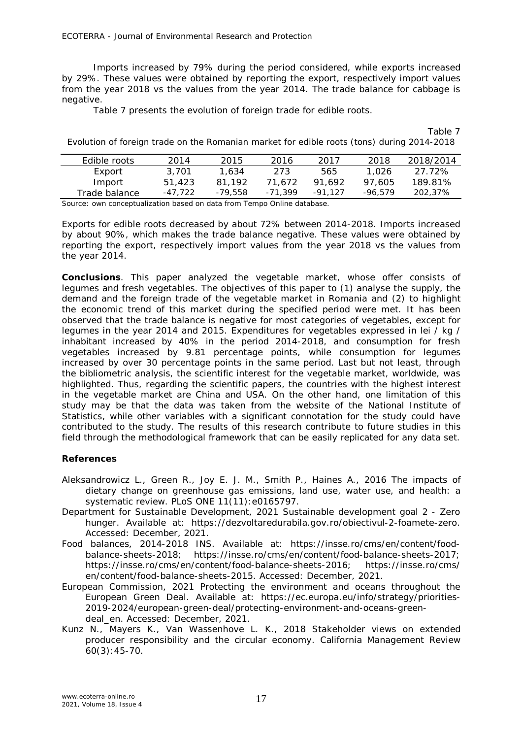Imports increased by 79% during the period considered, while exports increased by 29%. These values were obtained by reporting the export, respectively import values from the year 2018 vs the values from the year 2014. The trade balance for cabbage is negative.

Table 7 presents the evolution of foreign trade for edible roots.

Table 7

Evolution of foreign trade on the Romanian market for edible roots (tons) during 2014-2018

| Edible roots | 2014 | 2015 | 2016 | 2017 | 2018 | 2018/2014 |
|---|---|---|---|---|---|---|
| Export | 3,701 | 1,634 | 273 | 565 | 1,026 | 27.72% |
| Import | 51,423 | 81,192 | 71,672 | 91,692 | 97,605 | 189.81% |
| Trade balance | -47,722 | -79,558 | -71,399 | -91,127 | -96,579 | 202,37% |

Source: own conceptualization based on data from Tempo Online database.

Exports for edible roots decreased by about 72% between 2014-2018. Imports increased by about 90%, which makes the trade balance negative. These values were obtained by reporting the export, respectively import values from the year 2018 vs the values from the year 2014.

**Conclusions**. This paper analyzed the vegetable market, whose offer consists of legumes and fresh vegetables. The objectives of this paper to (1) analyse the supply, the demand and the foreign trade of the vegetable market in Romania and (2) to highlight the economic trend of this market during the specified period were met. It has been observed that the trade balance is negative for most categories of vegetables, except for legumes in the year 2014 and 2015. Expenditures for vegetables expressed in lei / kg / inhabitant increased by 40% in the period 2014-2018, and consumption for fresh vegetables increased by 9.81 percentage points, while consumption for legumes increased by over 30 percentage points in the same period. Last but not least, through the bibliometric analysis, the scientific interest for the vegetable market, worldwide, was highlighted. Thus, regarding the scientific papers, the countries with the highest interest in the vegetable market are China and USA. On the other hand, one limitation of this study may be that the data was taken from the website of the National Institute of Statistics, while other variables with a significant connotation for the study could have contributed to the study. The results of this research contribute to future studies in this field through the methodological framework that can be easily replicated for any data set.

## References

Aleksandrowicz L., Green R., Joy E. J. M., Smith P., Haines A., 2016 The impacts of dietary change on greenhouse gas emissions, land use, water use, and health: a systematic review. PLoS ONE 11(11):e0165797.

Department for Sustainable Development, 2021 Sustainable development goal 2 - Zero hunger. Available at: https://dezvoltaredurabila.gov.ro/obiectivul-2-foamete-zero. Accessed: December, 2021.

Food balances, 2014-2018 INS. Available at: https://insse.ro/cms/en/content/food-balance-sheets-2018; https://insse.ro/cms/en/content/food-balance-sheets-2017; https://insse.ro/cms/en/content/food-balance-sheets-2016; https://insse.ro/cms/en/content/food-balance-sheets-2015. Accessed: December, 2021.

European Commission, 2021 Protecting the environment and oceans throughout the European Green Deal. Available at: https://ec.europa.eu/info/strategy/priorities-2019-2024/european-green-deal/protecting-environment-and-oceans-green-deal_en. Accessed: December, 2021.

Kunz N., Mayers K., Van Wassenhove L. K., 2018 Stakeholder views on extended producer responsibility and the circular economy. California Management Review 60(3):45-70.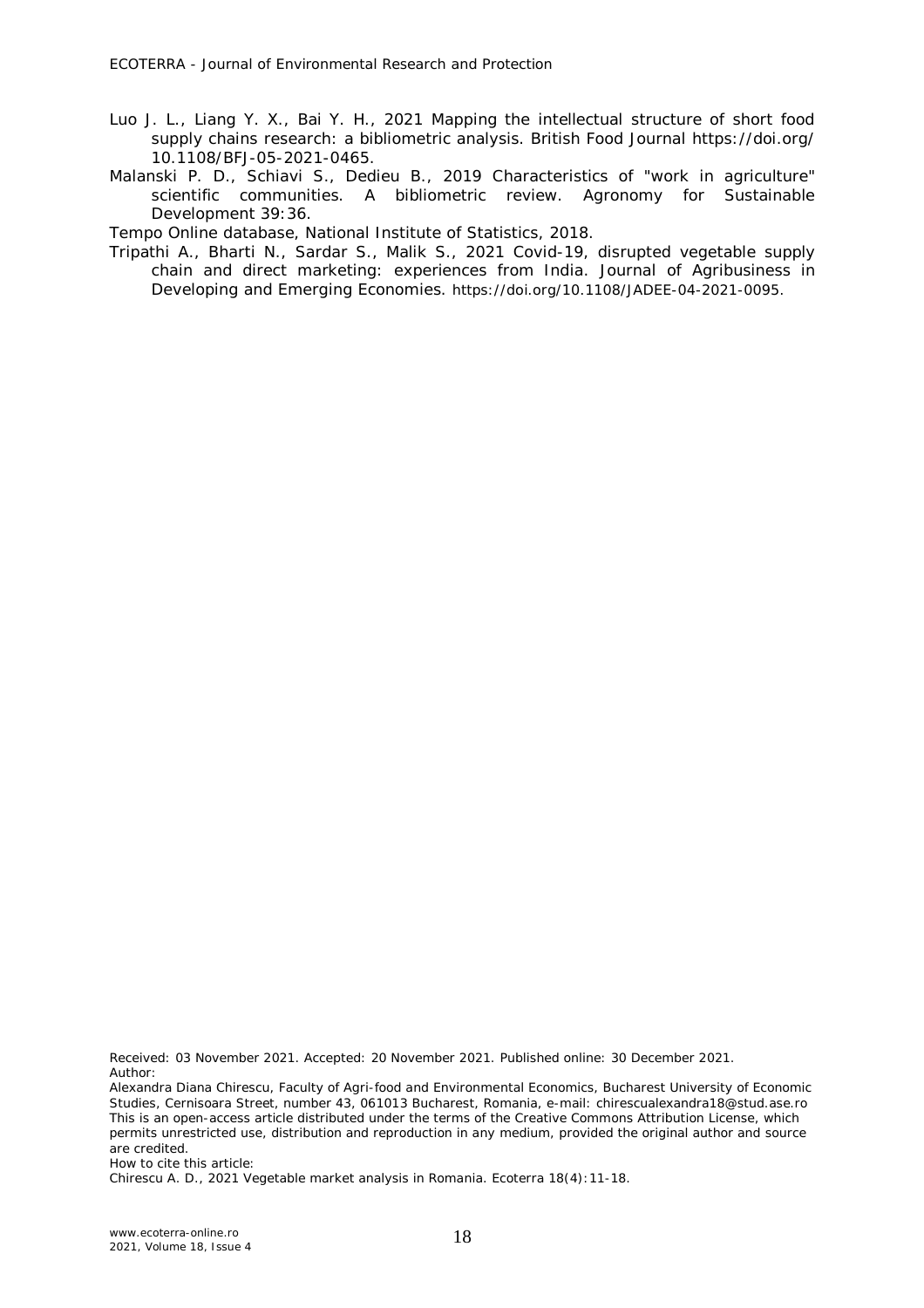Luo J. L., Liang Y. X., Bai Y. H., 2021 Mapping the intellectual structure of short food supply chains research: a bibliometric analysis. British Food Journal https://doi.org/10.1108/BFJ-05-2021-0465.

Malanski P. D., Schiavi S., Dedieu B., 2019 Characteristics of "work in agriculture" scientific communities. A bibliometric review. Agronomy for Sustainable Development 39:36.

Tempo Online database, National Institute of Statistics, 2018.

Tripathi A., Bharti N., Sardar S., Malik S., 2021 Covid-19, disrupted vegetable supply chain and direct marketing: experiences from India. Journal of Agribusiness in Developing and Emerging Economies. https://doi.org/10.1108/JADEE-04-2021-0095.

Received: 03 November 2021. Accepted: 20 November 2021. Published online: 30 December 2021.

Author:

Alexandra Diana Chirescu, Faculty of Agri-food and Environmental Economics, Bucharest University of Economic Studies, Cernisoara Street, number 43, 061013 Bucharest, Romania, e-mail: chirescualexandra18@stud.ase.ro

This is an open-access article distributed under the terms of the Creative Commons Attribution License, which permits unrestricted use, distribution and reproduction in any medium, provided the original author and source are credited.

How to cite this article:

Chirescu A. D., 2021 Vegetable market analysis in Romania. Ecoterra 18(4):11-18.